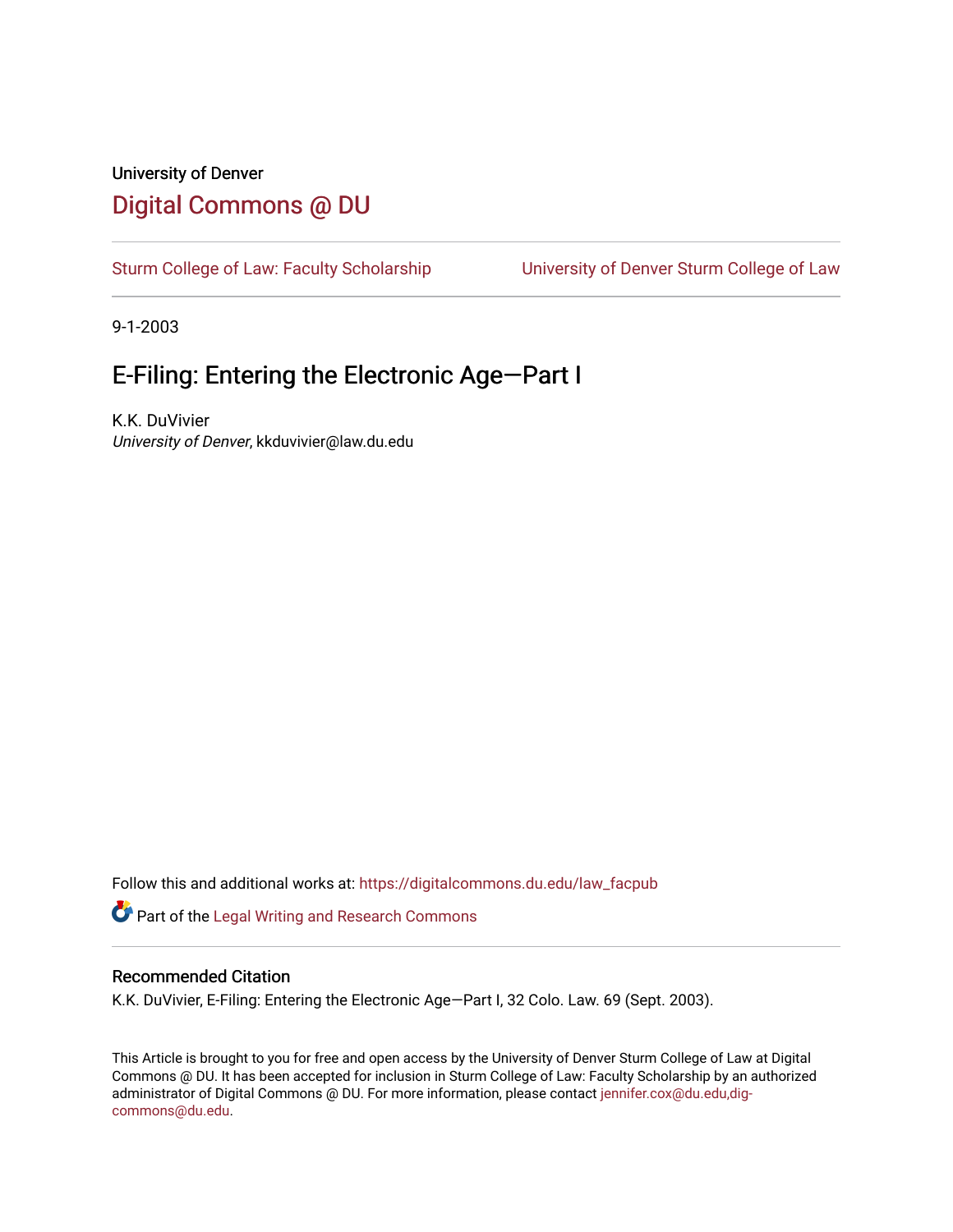University of Denver

# Digital Commons @ DU

Sturm College of Law: Faculty Scholarship | University of Denver Sturm College of Law

9-1-2003

## E-Filing: Entering the Electronic Age—Part I

K.K. DuVivier
*University of Denver*, kkduvivier@law.du.edu

Follow this and additional works at: https://digitalcommons.du.edu/law_facpub

Part of the Legal Writing and Research Commons

### Recommended Citation

K.K. DuVivier, E-Filing: Entering the Electronic Age—Part I, 32 Colo. Law. 69 (Sept. 2003).

This Article is brought to you for free and open access by the University of Denver Sturm College of Law at Digital Commons @ DU. It has been accepted for inclusion in Sturm College of Law: Faculty Scholarship by an authorized administrator of Digital Commons @ DU. For more information, please contact jennifer.cox@du.edu,dig-commons@du.edu.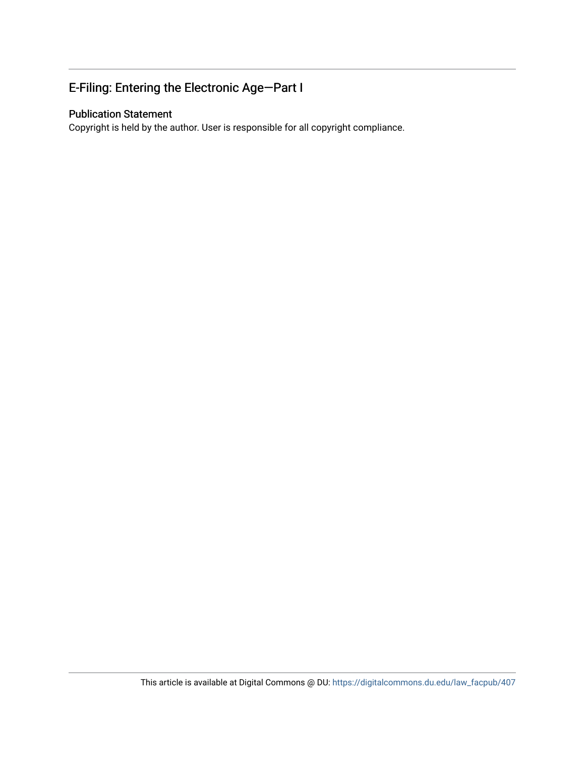## E-Filing: Entering the Electronic Age—Part I

### Publication Statement

Copyright is held by the author. User is responsible for all copyright compliance.

This article is available at Digital Commons @ DU: https://digitalcommons.du.edu/law_facpub/407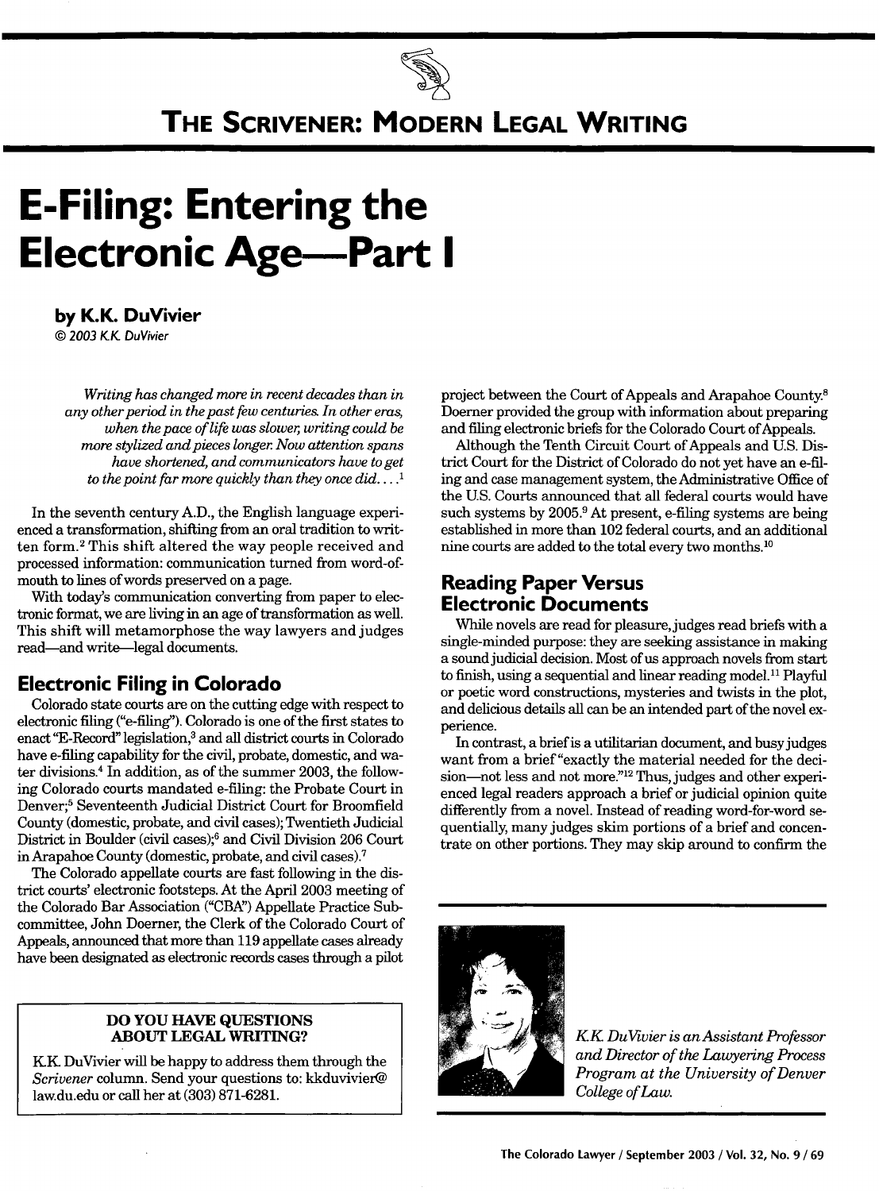# The Scrivener: Modern Legal Writing

# E-Filing: Entering the Electronic Age—Part I

**by K.K. DuVivier**

© 2003 K.K. DuVivier

> *Writing has changed more in recent decades than in any other period in the past few centuries. In other eras, when the pace of life was slower, writing could be more stylized and pieces longer. Now attention spans have shortened, and communicators have to get to the point far more quickly than they once did. . . .*[1]

In the seventh century A.D., the English language experienced a transformation, shifting from an oral tradition to written form.[2] This shift altered the way people received and processed information: communication turned from word-of-mouth to lines of words preserved on a page.

With today's communication converting from paper to electronic format, we are living in an age of transformation as well. This shift will metamorphose the way lawyers and judges read—and write—legal documents.

## Electronic Filing in Colorado

Colorado state courts are on the cutting edge with respect to electronic filing ("e-filing"). Colorado is one of the first states to enact "E-Record" legislation,[3] and all district courts in Colorado have e-filing capability for the civil, probate, domestic, and water divisions.[4] In addition, as of the summer 2003, the following Colorado courts mandated e-filing: the Probate Court in Denver;[5] Seventeenth Judicial District Court for Broomfield County (domestic, probate, and civil cases); Twentieth Judicial District in Boulder (civil cases);[6] and Civil Division 206 Court in Arapahoe County (domestic, probate, and civil cases).[7]

The Colorado appellate courts are fast following in the district courts' electronic footsteps. At the April 2003 meeting of the Colorado Bar Association ("CBA") Appellate Practice Subcommittee, John Doerner, the Clerk of the Colorado Court of Appeals, announced that more than 119 appellate cases already have been designated as electronic records cases through a pilot project between the Court of Appeals and Arapahoe County.[8] Doerner provided the group with information about preparing and filing electronic briefs for the Colorado Court of Appeals.

Although the Tenth Circuit Court of Appeals and U.S. District Court for the District of Colorado do not yet have an e-filing and case management system, the Administrative Office of the U.S. Courts announced that all federal courts would have such systems by 2005.[9] At present, e-filing systems are being established in more than 102 federal courts, and an additional nine courts are added to the total every two months.[10]

## Reading Paper Versus Electronic Documents

While novels are read for pleasure, judges read briefs with a single-minded purpose: they are seeking assistance in making a sound judicial decision. Most of us approach novels from start to finish, using a sequential and linear reading model.[11] Playful or poetic word constructions, mysteries and twists in the plot, and delicious details all can be an intended part of the novel experience.

In contrast, a brief is a utilitarian document, and busy judges want from a brief "exactly the material needed for the decision—not less and not more."[12] Thus, judges and other experienced legal readers approach a brief or judicial opinion quite differently from a novel. Instead of reading word-for-word sequentially, many judges skim portions of a brief and concentrate on other portions. They may skip around to confirm the

---

**DO YOU HAVE QUESTIONS ABOUT LEGAL WRITING?**

K.K. DuVivier will be happy to address them through the *Scrivener* column. Send your questions to: kkduvivier@law.du.edu or call her at (303) 871-6281.

---

*K.K. DuVivier is an Assistant Professor and Director of the Lawyering Process Program at the University of Denver College of Law.*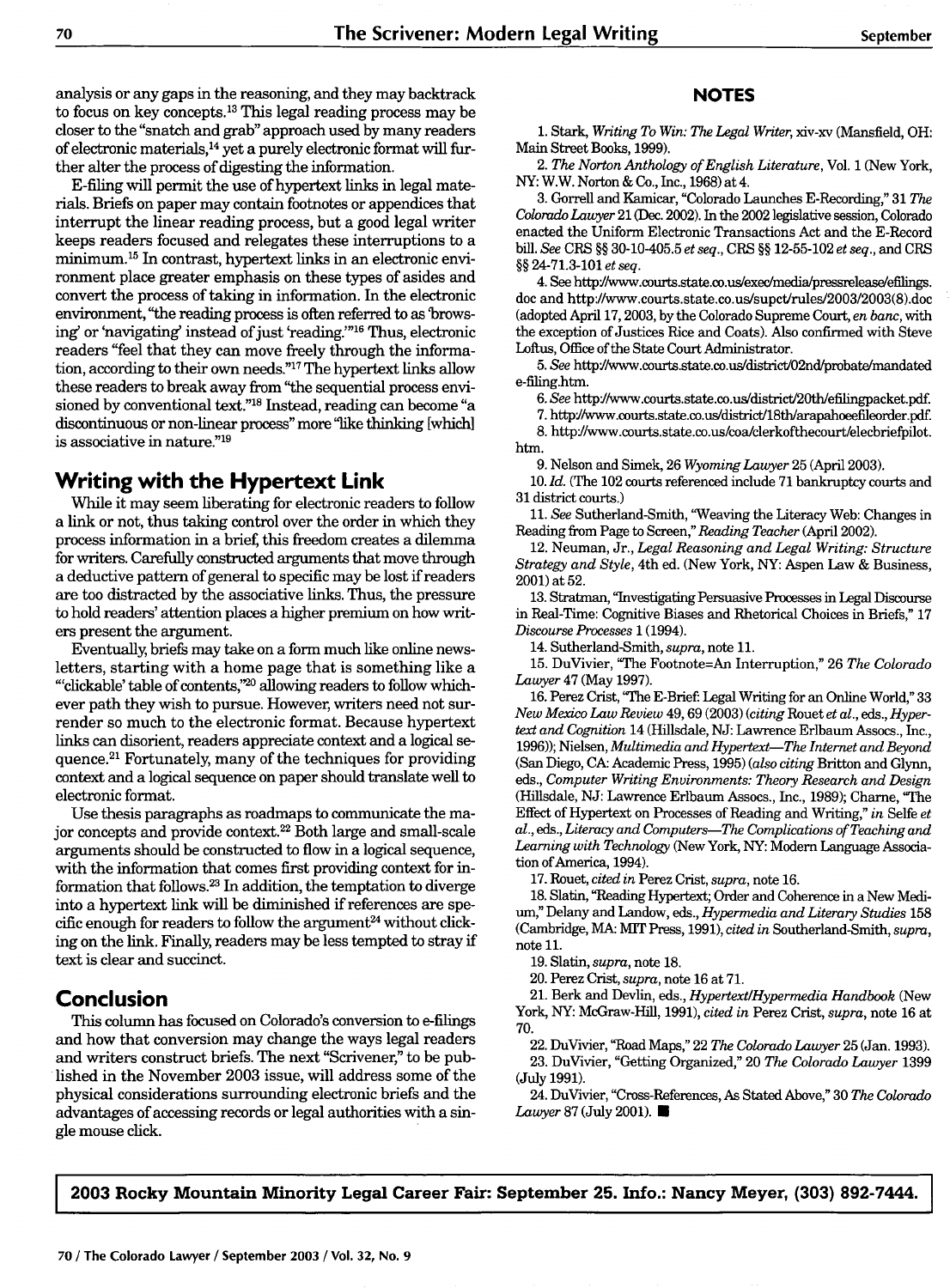analysis or any gaps in the reasoning, and they may backtrack to focus on key concepts.[13] This legal reading process may be closer to the "snatch and grab" approach used by many readers of electronic materials,[14] yet a purely electronic format will further alter the process of digesting the information.

E-filing will permit the use of hypertext links in legal materials. Briefs on paper may contain footnotes or appendices that interrupt the linear reading process, but a good legal writer keeps readers focused and relegates these interruptions to a minimum.[15] In contrast, hypertext links in an electronic environment place greater emphasis on these types of asides and convert the process of taking in information. In the electronic environment, "the reading process is often referred to as 'browsing' or 'navigating' instead of just 'reading.'"[16] Thus, electronic readers "feel that they can move freely through the information, according to their own needs."[17] The hypertext links allow these readers to break away from "the sequential process envisioned by conventional text."[18] Instead, reading can become "a discontinuous or non-linear process" more "like thinking [which] is associative in nature."[19]

## Writing with the Hypertext Link

While it may seem liberating for electronic readers to follow a link or not, thus taking control over the order in which they process information in a brief, this freedom creates a dilemma for writers. Carefully constructed arguments that move through a deductive pattern of general to specific may be lost if readers are too distracted by the associative links. Thus, the pressure to hold readers' attention places a higher premium on how writers present the argument.

Eventually, briefs may take on a form much like online newsletters, starting with a home page that is something like a "'clickable' table of contents,"[20] allowing readers to follow whichever path they wish to pursue. However, writers need not surrender so much to the electronic format. Because hypertext links can disorient, readers appreciate context and a logical sequence.[21] Fortunately, many of the techniques for providing context and a logical sequence on paper should translate well to electronic format.

Use thesis paragraphs as roadmaps to communicate the major concepts and provide context.[22] Both large and small-scale arguments should be constructed to flow in a logical sequence, with the information that comes first providing context for information that follows.[23] In addition, the temptation to diverge into a hypertext link will be diminished if references are specific enough for readers to follow the argument[24] without clicking on the link. Finally, readers may be less tempted to stray if text is clear and succinct.

## Conclusion

This column has focused on Colorado's conversion to e-filings and how that conversion may change the ways legal readers and writers construct briefs. The next "Scrivener," to be published in the November 2003 issue, will address some of the physical considerations surrounding electronic briefs and the advantages of accessing records or legal authorities with a single mouse click.

## NOTES

1. Stark, *Writing To Win: The Legal Writer*, xiv-xv (Mansfield, OH: Main Street Books, 1999).

2. *The Norton Anthology of English Literature*, Vol. 1 (New York, NY: W.W. Norton & Co., Inc., 1968) at 4.

3. Gorrell and Kamicar, "Colorado Launches E-Recording," 31 *The Colorado Lawyer* 21 (Dec. 2002). In the 2002 legislative session, Colorado enacted the Uniform Electronic Transactions Act and the E-Record bill. *See* CRS §§ 30-10-405.5 *et seq.*, CRS §§ 12-55-102 *et seq.*, and CRS §§ 24-71.3-101 *et seq.*

4. See http://www.courts.state.co.us/exec/media/pressrelease/efilings.doc and http://www.courts.state.co.us/supct/rules/2003/2003(8).doc (adopted April 17, 2003, by the Colorado Supreme Court, *en banc*, with the exception of Justices Rice and Coats). Also confirmed with Steve Loftus, Office of the State Court Administrator.

5. *See* http://www.courts.state.co.us/district/02nd/probate/mandated e-filing.htm.

6. *See* http://www.courts.state.co.us/district/20th/efilingpacket.pdf.

7. http://www.courts.state.co.us/district/18th/arapahoeefileorder.pdf.

8. http://www.courts.state.co.us/coa/clerkofthecourt/elecbriefpilot.htm.

9. Nelson and Simek, 26 *Wyoming Lawyer* 25 (April 2003).

10. *Id.* (The 102 courts referenced include 71 bankruptcy courts and 31 district courts.)

11. *See* Sutherland-Smith, "Weaving the Literacy Web: Changes in Reading from Page to Screen," *Reading Teacher* (April 2002).

12. Neuman, Jr., *Legal Reasoning and Legal Writing: Structure Strategy and Style*, 4th ed. (New York, NY: Aspen Law & Business, 2001) at 52.

13. Stratman, "Investigating Persuasive Processes in Legal Discourse in Real-Time: Cognitive Biases and Rhetorical Choices in Briefs," 17 *Discourse Processes* 1 (1994).

14. Sutherland-Smith, *supra*, note 11.

15. DuVivier, "The Footnote=An Interruption," 26 *The Colorado Lawyer* 47 (May 1997).

16. Perez Crist, "The E-Brief: Legal Writing for an Online World," 33 *New Mexico Law Review* 49, 69 (2003) (*citing* Rouet *et al.*, eds., *Hypertext and Cognition* 14 (Hillsdale, NJ: Lawrence Erlbaum Assocs., Inc., 1996)); Nielsen, *Multimedia and Hypertext—The Internet and Beyond* (San Diego, CA: Academic Press, 1995) (*also citing* Britton and Glynn, eds., *Computer Writing Environments: Theory Research and Design* (Hillsdale, NJ: Lawrence Erlbaum Assocs., Inc., 1989); Charne, "The Effect of Hypertext on Processes of Reading and Writing," *in* Selfe *et al.*, eds., *Literacy and Computers—The Complications of Teaching and Learning with Technology* (New York, NY: Modern Language Association of America, 1994).

17. Rouet, *cited in* Perez Crist, *supra*, note 16.

18. Slatin, "Reading Hypertext; Order and Coherence in a New Medium," Delany and Landow, eds., *Hypermedia and Literary Studies* 158 (Cambridge, MA: MIT Press, 1991), *cited in* Southerland-Smith, *supra*, note 11.

19. Slatin, *supra*, note 18.

20. Perez Crist, *supra*, note 16 at 71.

21. Berk and Devlin, eds., *Hypertext/Hypermedia Handbook* (New York, NY: McGraw-Hill, 1991), *cited in* Perez Crist, *supra*, note 16 at 70.

22. DuVivier, "Road Maps," 22 *The Colorado Lawyer* 25 (Jan. 1993).

23. DuVivier, "Getting Organized," 20 *The Colorado Lawyer* 1399 (July 1991).

24. DuVivier, "Cross-References, As Stated Above," 30 *The Colorado Lawyer* 87 (July 2001). ■

**2003 Rocky Mountain Minority Legal Career Fair: September 25. Info.: Nancy Meyer, (303) 892-7444.**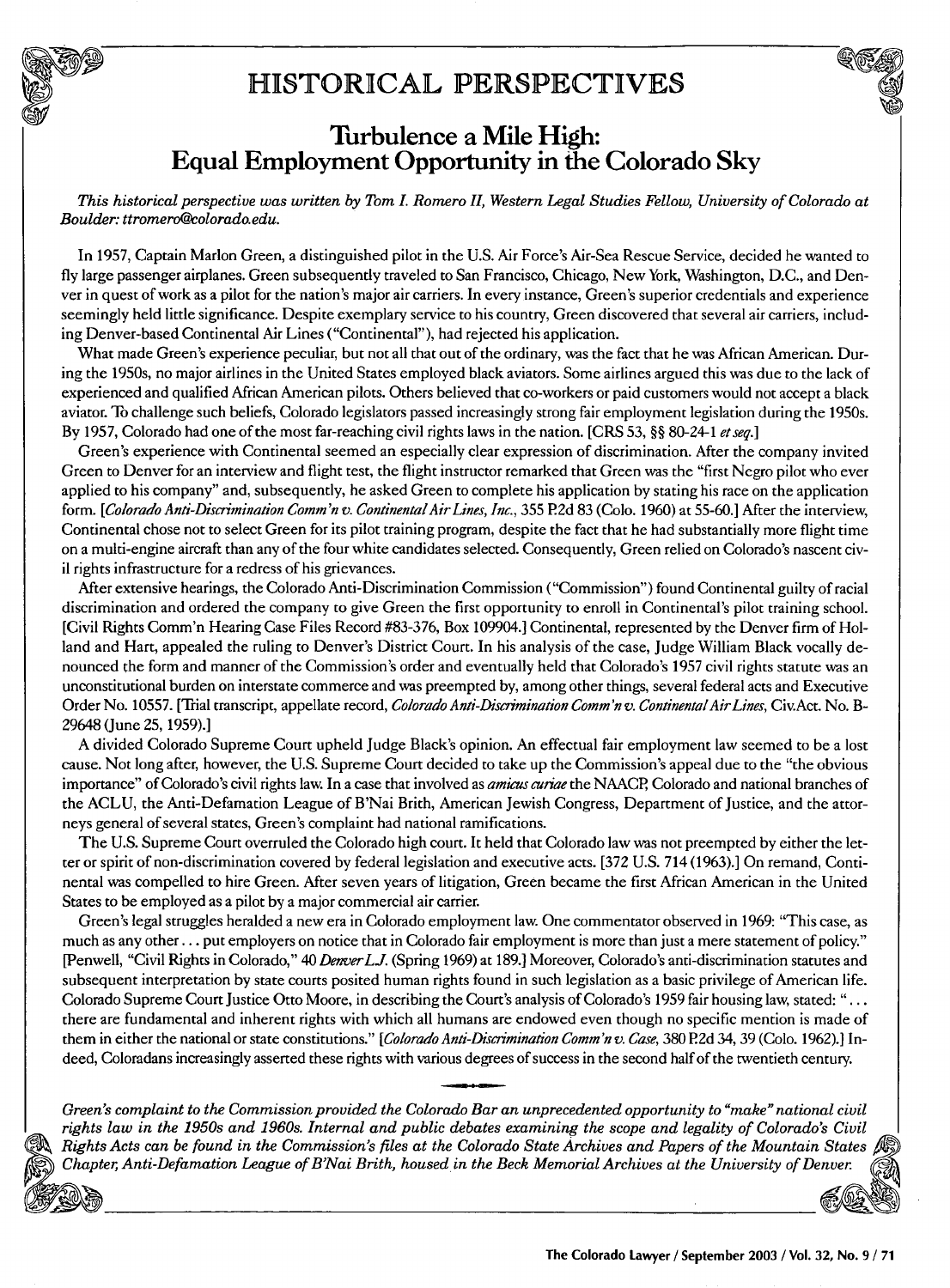# HISTORICAL PERSPECTIVES

## Turbulence a Mile High: Equal Employment Opportunity in the Colorado Sky

*This historical perspective was written by Tom I. Romero II, Western Legal Studies Fellow, University of Colorado at Boulder: ttromero@colorado.edu.*

In 1957, Captain Marlon Green, a distinguished pilot in the U.S. Air Force's Air-Sea Rescue Service, decided he wanted to fly large passenger airplanes. Green subsequently traveled to San Francisco, Chicago, New York, Washington, D.C., and Denver in quest of work as a pilot for the nation's major air carriers. In every instance, Green's superior credentials and experience seemingly held little significance. Despite exemplary service to his country, Green discovered that several air carriers, including Denver-based Continental Air Lines ("Continental"), had rejected his application.

What made Green's experience peculiar, but not all that out of the ordinary, was the fact that he was African American. During the 1950s, no major airlines in the United States employed black aviators. Some airlines argued this was due to the lack of experienced and qualified African American pilots. Others believed that co-workers or paid customers would not accept a black aviator. To challenge such beliefs, Colorado legislators passed increasingly strong fair employment legislation during the 1950s. By 1957, Colorado had one of the most far-reaching civil rights laws in the nation. [CRS 53, §§ 80-24-1 *et seq.*]

Green's experience with Continental seemed an especially clear expression of discrimination. After the company invited Green to Denver for an interview and flight test, the flight instructor remarked that Green was the "first Negro pilot who ever applied to his company" and, subsequently, he asked Green to complete his application by stating his race on the application form. [*Colorado Anti-Discrimination Comm'n v. Continental Air Lines, Inc.*, 355 P.2d 83 (Colo. 1960) at 55-60.] After the interview, Continental chose not to select Green for its pilot training program, despite the fact that he had substantially more flight time on a multi-engine aircraft than any of the four white candidates selected. Consequently, Green relied on Colorado's nascent civil rights infrastructure for a redress of his grievances.

After extensive hearings, the Colorado Anti-Discrimination Commission ("Commission") found Continental guilty of racial discrimination and ordered the company to give Green the first opportunity to enroll in Continental's pilot training school. [Civil Rights Comm'n Hearing Case Files Record #83-376, Box 109904.] Continental, represented by the Denver firm of Holland and Hart, appealed the ruling to Denver's District Court. In his analysis of the case, Judge William Black vocally denounced the form and manner of the Commission's order and eventually held that Colorado's 1957 civil rights statute was an unconstitutional burden on interstate commerce and was preempted by, among other things, several federal acts and Executive Order No. 10557. [Trial transcript, appellate record, *Colorado Anti-Discrimination Comm'n v. Continental Air Lines*, Civ.Act. No. B-29648 (June 25, 1959).]

A divided Colorado Supreme Court upheld Judge Black's opinion. An effectual fair employment law seemed to be a lost cause. Not long after, however, the U.S. Supreme Court decided to take up the Commission's appeal due to the "the obvious importance" of Colorado's civil rights law. In a case that involved as *amicus curiae* the NAACP, Colorado and national branches of the ACLU, the Anti-Defamation League of B'Nai Brith, American Jewish Congress, Department of Justice, and the attorneys general of several states, Green's complaint had national ramifications.

The U.S. Supreme Court overruled the Colorado high court. It held that Colorado law was not preempted by either the letter or spirit of non-discrimination covered by federal legislation and executive acts. [372 U.S. 714 (1963).] On remand, Continental was compelled to hire Green. After seven years of litigation, Green became the first African American in the United States to be employed as a pilot by a major commercial air carrier.

Green's legal struggles heralded a new era in Colorado employment law. One commentator observed in 1969: "This case, as much as any other . . . put employers on notice that in Colorado fair employment is more than just a mere statement of policy." [Penwell, "Civil Rights in Colorado," 40 *Denver L.J.* (Spring 1969) at 189.] Moreover, Colorado's anti-discrimination statutes and subsequent interpretation by state courts posited human rights found in such legislation as a basic privilege of American life. Colorado Supreme Court Justice Otto Moore, in describing the Court's analysis of Colorado's 1959 fair housing law, stated: ". . . there are fundamental and inherent rights with which all humans are endowed even though no specific mention is made of them in either the national or state constitutions." [*Colorado Anti-Discrimination Comm'n v. Case*, 380 P.2d 34, 39 (Colo. 1962).] Indeed, Coloradans increasingly asserted these rights with various degrees of success in the second half of the twentieth century.

*Green's complaint to the Commission provided the Colorado Bar an unprecedented opportunity to "make" national civil rights law in the 1950s and 1960s. Internal and public debates examining the scope and legality of Colorado's Civil Rights Acts can be found in the Commission's files at the Colorado State Archives and Papers of the Mountain States Chapter, Anti-Defamation League of B'Nai Brith, housed in the Beck Memorial Archives at the University of Denver.*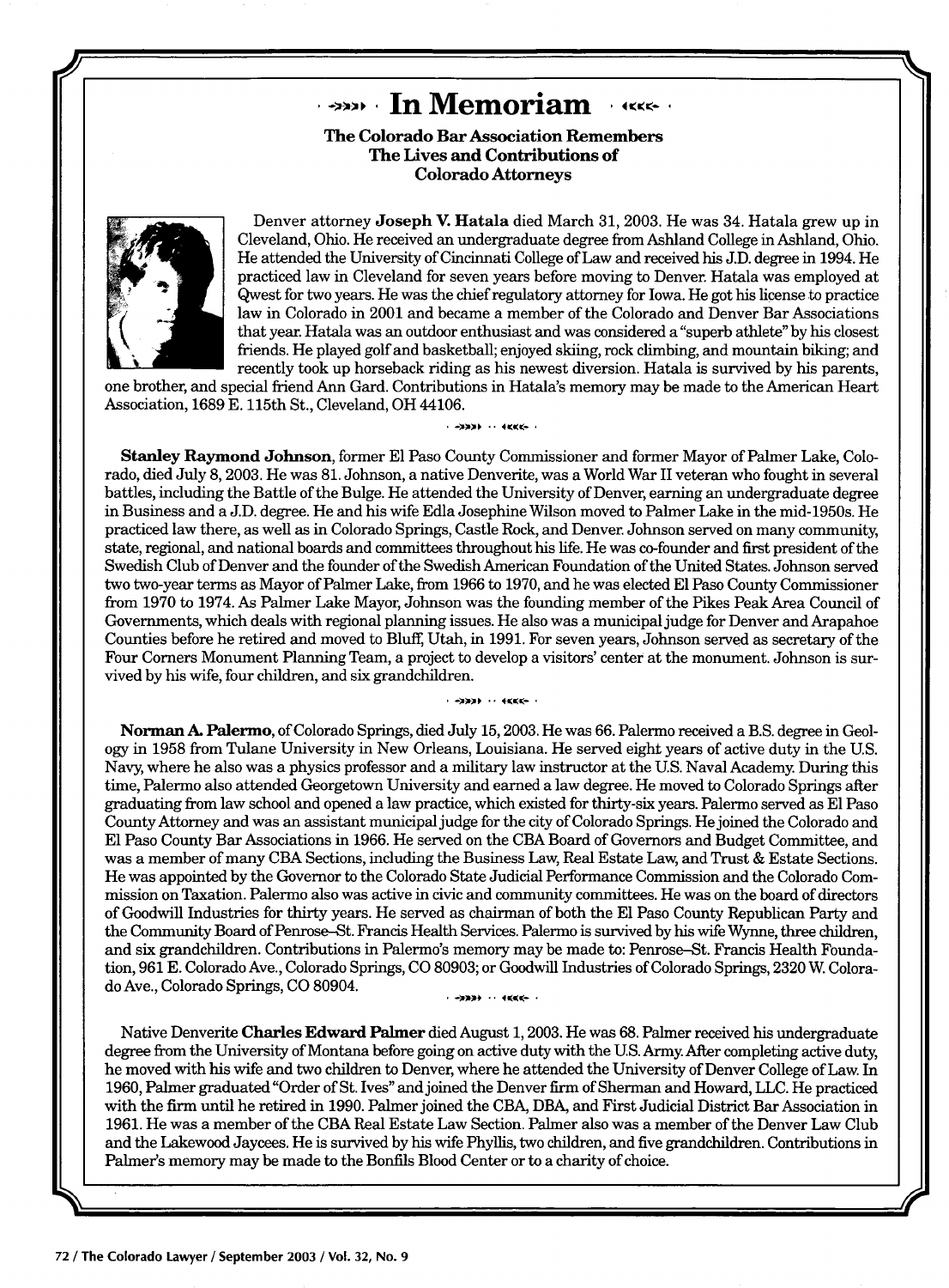# In Memoriam

**The Colorado Bar Association Remembers The Lives and Contributions of Colorado Attorneys**

Denver attorney **Joseph V. Hatala** died March 31, 2003. He was 34. Hatala grew up in Cleveland, Ohio. He received an undergraduate degree from Ashland College in Ashland, Ohio. He attended the University of Cincinnati College of Law and received his J.D. degree in 1994. He practiced law in Cleveland for seven years before moving to Denver. Hatala was employed at Qwest for two years. He was the chief regulatory attorney for Iowa. He got his license to practice law in Colorado in 2001 and became a member of the Colorado and Denver Bar Associations that year. Hatala was an outdoor enthusiast and was considered a "superb athlete" by his closest friends. He played golf and basketball; enjoyed skiing, rock climbing, and mountain biking; and recently took up horseback riding as his newest diversion. Hatala is survived by his parents, one brother, and special friend Ann Gard. Contributions in Hatala's memory may be made to the American Heart Association, 1689 E. 115th St., Cleveland, OH 44106.

**Stanley Raymond Johnson**, former El Paso County Commissioner and former Mayor of Palmer Lake, Colorado, died July 8, 2003. He was 81. Johnson, a native Denverite, was a World War II veteran who fought in several battles, including the Battle of the Bulge. He attended the University of Denver, earning an undergraduate degree in Business and a J.D. degree. He and his wife Edla Josephine Wilson moved to Palmer Lake in the mid-1950s. He practiced law there, as well as in Colorado Springs, Castle Rock, and Denver. Johnson served on many community, state, regional, and national boards and committees throughout his life. He was co-founder and first president of the Swedish Club of Denver and the founder of the Swedish American Foundation of the United States. Johnson served two two-year terms as Mayor of Palmer Lake, from 1966 to 1970, and he was elected El Paso County Commissioner from 1970 to 1974. As Palmer Lake Mayor, Johnson was the founding member of the Pikes Peak Area Council of Governments, which deals with regional planning issues. He also was a municipal judge for Denver and Arapahoe Counties before he retired and moved to Bluff, Utah, in 1991. For seven years, Johnson served as secretary of the Four Corners Monument Planning Team, a project to develop a visitors' center at the monument. Johnson is survived by his wife, four children, and six grandchildren.

**Norman A. Palermo**, of Colorado Springs, died July 15, 2003. He was 66. Palermo received a B.S. degree in Geology in 1958 from Tulane University in New Orleans, Louisiana. He served eight years of active duty in the U.S. Navy, where he also was a physics professor and a military law instructor at the U.S. Naval Academy. During this time, Palermo also attended Georgetown University and earned a law degree. He moved to Colorado Springs after graduating from law school and opened a law practice, which existed for thirty-six years. Palermo served as El Paso County Attorney and was an assistant municipal judge for the city of Colorado Springs. He joined the Colorado and El Paso County Bar Associations in 1966. He served on the CBA Board of Governors and Budget Committee, and was a member of many CBA Sections, including the Business Law, Real Estate Law, and Trust & Estate Sections. He was appointed by the Governor to the Colorado State Judicial Performance Commission and the Colorado Commission on Taxation. Palermo also was active in civic and community committees. He was on the board of directors of Goodwill Industries for thirty years. He served as chairman of both the El Paso County Republican Party and the Community Board of Penrose–St. Francis Health Services. Palermo is survived by his wife Wynne, three children, and six grandchildren. Contributions in Palermo's memory may be made to: Penrose–St. Francis Health Foundation, 961 E. Colorado Ave., Colorado Springs, CO 80903; or Goodwill Industries of Colorado Springs, 2320 W. Colorado Ave., Colorado Springs, CO 80904.

Native Denverite **Charles Edward Palmer** died August 1, 2003. He was 68. Palmer received his undergraduate degree from the University of Montana before going on active duty with the U.S. Army. After completing active duty, he moved with his wife and two children to Denver, where he attended the University of Denver College of Law. In 1960, Palmer graduated "Order of St. Ives" and joined the Denver firm of Sherman and Howard, LLC. He practiced with the firm until he retired in 1990. Palmer joined the CBA, DBA, and First Judicial District Bar Association in 1961. He was a member of the CBA Real Estate Law Section. Palmer also was a member of the Denver Law Club and the Lakewood Jaycees. He is survived by his wife Phyllis, two children, and five grandchildren. Contributions in Palmer's memory may be made to the Bonfils Blood Center or to a charity of choice.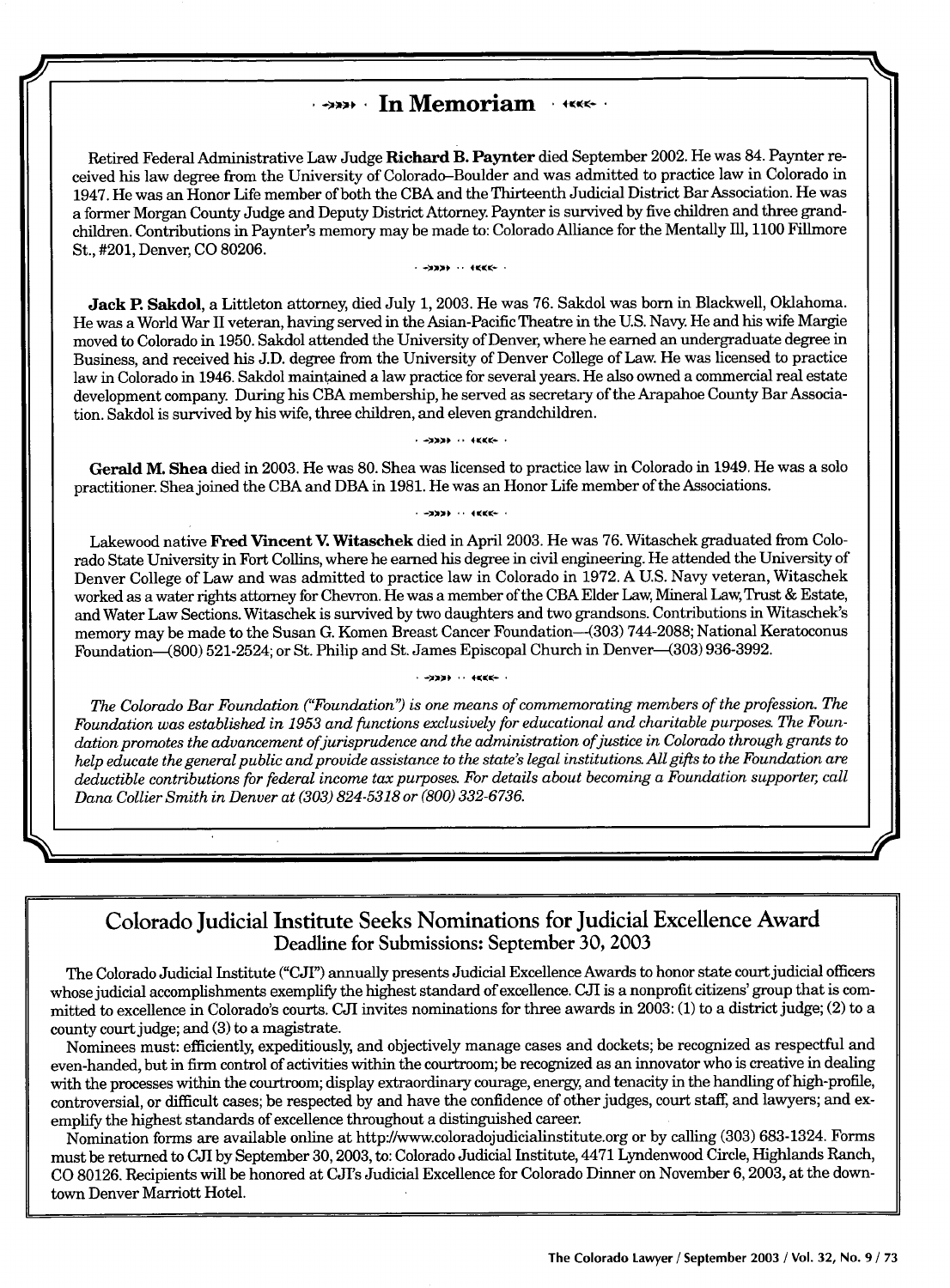# In Memoriam

Retired Federal Administrative Law Judge **Richard B. Paynter** died September 2002. He was 84. Paynter received his law degree from the University of Colorado–Boulder and was admitted to practice law in Colorado in 1947. He was an Honor Life member of both the CBA and the Thirteenth Judicial District Bar Association. He was a former Morgan County Judge and Deputy District Attorney. Paynter is survived by five children and three grandchildren. Contributions in Paynter's memory may be made to: Colorado Alliance for the Mentally Ill, 1100 Fillmore St., #201, Denver, CO 80206.

**Jack P. Sakdol**, a Littleton attorney, died July 1, 2003. He was 76. Sakdol was born in Blackwell, Oklahoma. He was a World War II veteran, having served in the Asian-Pacific Theatre in the U.S. Navy. He and his wife Margie moved to Colorado in 1950. Sakdol attended the University of Denver, where he earned an undergraduate degree in Business, and received his J.D. degree from the University of Denver College of Law. He was licensed to practice law in Colorado in 1946. Sakdol maintained a law practice for several years. He also owned a commercial real estate development company. During his CBA membership, he served as secretary of the Arapahoe County Bar Association. Sakdol is survived by his wife, three children, and eleven grandchildren.

**Gerald M. Shea** died in 2003. He was 80. Shea was licensed to practice law in Colorado in 1949. He was a solo practitioner. Shea joined the CBA and DBA in 1981. He was an Honor Life member of the Associations.

Lakewood native **Fred Vincent V. Witaschek** died in April 2003. He was 76. Witaschek graduated from Colorado State University in Fort Collins, where he earned his degree in civil engineering. He attended the University of Denver College of Law and was admitted to practice law in Colorado in 1972. A U.S. Navy veteran, Witaschek worked as a water rights attorney for Chevron. He was a member of the CBA Elder Law, Mineral Law, Trust & Estate, and Water Law Sections. Witaschek is survived by two daughters and two grandsons. Contributions in Witaschek's memory may be made to the Susan G. Komen Breast Cancer Foundation—(303) 744-2088; National Keratoconus Foundation—(800) 521-2524; or St. Philip and St. James Episcopal Church in Denver—(303) 936-3992.

*The Colorado Bar Foundation ("Foundation") is one means of commemorating members of the profession. The Foundation was established in 1953 and functions exclusively for educational and charitable purposes. The Foundation promotes the advancement of jurisprudence and the administration of justice in Colorado through grants to help educate the general public and provide assistance to the state's legal institutions. All gifts to the Foundation are deductible contributions for federal income tax purposes. For details about becoming a Foundation supporter, call Dana Collier Smith in Denver at (303) 824-5318 or (800) 332-6736.*

## Colorado Judicial Institute Seeks Nominations for Judicial Excellence Award

### Deadline for Submissions: September 30, 2003

The Colorado Judicial Institute ("CJI") annually presents Judicial Excellence Awards to honor state court judicial officers whose judicial accomplishments exemplify the highest standard of excellence. CJI is a nonprofit citizens' group that is committed to excellence in Colorado's courts. CJI invites nominations for three awards in 2003: (1) to a district judge; (2) to a county court judge; and (3) to a magistrate.

Nominees must: efficiently, expeditiously, and objectively manage cases and dockets; be recognized as respectful and even-handed, but in firm control of activities within the courtroom; be recognized as an innovator who is creative in dealing with the processes within the courtroom; display extraordinary courage, energy, and tenacity in the handling of high-profile, controversial, or difficult cases; be respected by and have the confidence of other judges, court staff, and lawyers; and exemplify the highest standards of excellence throughout a distinguished career.

Nomination forms are available online at http://www.coloradojudicialinstitute.org or by calling (303) 683-1324. Forms must be returned to CJI by September 30, 2003, to: Colorado Judicial Institute, 4471 Lyndenwood Circle, Highlands Ranch, CO 80126. Recipients will be honored at CJI's Judicial Excellence for Colorado Dinner on November 6, 2003, at the downtown Denver Marriott Hotel.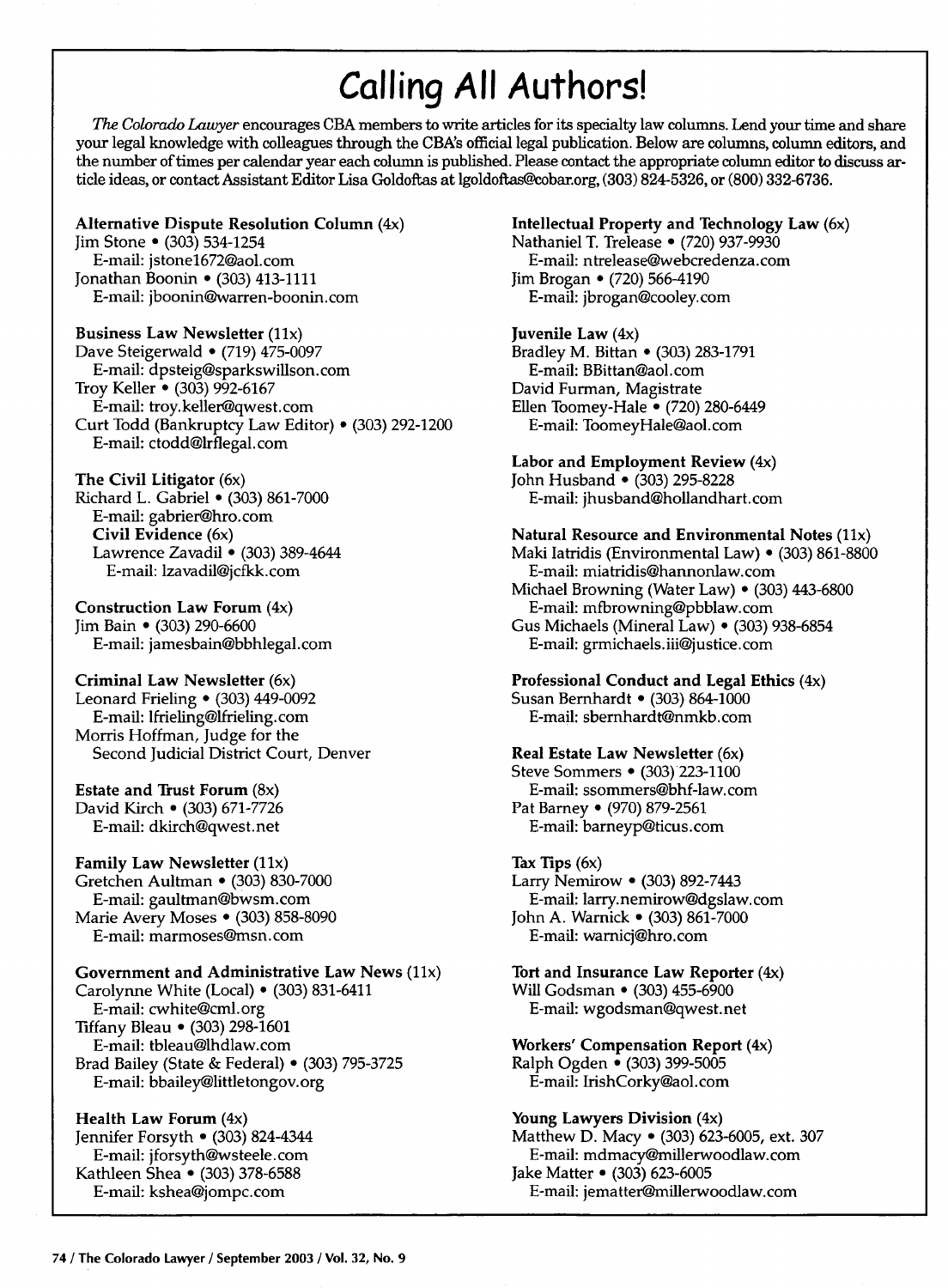# Calling All Authors!

*The Colorado Lawyer* encourages CBA members to write articles for its specialty law columns. Lend your time and share your legal knowledge with colleagues through the CBA's official legal publication. Below are columns, column editors, and the number of times per calendar year each column is published. Please contact the appropriate column editor to discuss article ideas, or contact Assistant Editor Lisa Goldoftas at lgoldoftas@cobar.org, (303) 824-5326, or (800) 332-6736.

**Alternative Dispute Resolution Column** (4x)
Jim Stone • (303) 534-1254
E-mail: jstone1672@aol.com
Jonathan Boonin • (303) 413-1111
E-mail: jboonin@warren-boonin.com

**Business Law Newsletter** (11x)
Dave Steigerwald • (719) 475-0097
E-mail: dpsteig@sparkswillson.com
Troy Keller • (303) 992-6167
E-mail: troy.keller@qwest.com
Curt Todd (Bankruptcy Law Editor) • (303) 292-1200
E-mail: ctodd@lrflegal.com

**The Civil Litigator** (6x)
Richard L. Gabriel • (303) 861-7000
E-mail: gabrier@hro.com
**Civil Evidence** (6x)
Lawrence Zavadil • (303) 389-4644
E-mail: lzavadil@jcfkk.com

**Construction Law Forum** (4x)
Jim Bain • (303) 290-6600
E-mail: jamesbain@bbhlegal.com

**Criminal Law Newsletter** (6x)
Leonard Frieling • (303) 449-0092
E-mail: lfrieling@lfrieling.com
Morris Hoffman, Judge for the Second Judicial District Court, Denver

**Estate and Trust Forum** (8x)
David Kirch • (303) 671-7726
E-mail: dkirch@qwest.net

**Family Law Newsletter** (11x)
Gretchen Aultman • (303) 830-7000
E-mail: gaultman@bwsm.com
Marie Avery Moses • (303) 858-8090
E-mail: marmoses@msn.com

**Government and Administrative Law News** (11x)
Carolynne White (Local) • (303) 831-6411
E-mail: cwhite@cml.org
Tiffany Bleau • (303) 298-1601
E-mail: tbleau@lhdlaw.com
Brad Bailey (State & Federal) • (303) 795-3725
E-mail: bbailey@littletongov.org

**Health Law Forum** (4x)
Jennifer Forsyth • (303) 824-4344
E-mail: jforsyth@wsteele.com
Kathleen Shea • (303) 378-6588
E-mail: kshea@jompc.com

**Intellectual Property and Technology Law** (6x)
Nathaniel T. Trelease • (720) 937-9930
E-mail: ntrelease@webcredenza.com
Jim Brogan • (720) 566-4190
E-mail: jbrogan@cooley.com

**Juvenile Law** (4x)
Bradley M. Bittan • (303) 283-1791
E-mail: BBittan@aol.com
David Furman, Magistrate
Ellen Toomey-Hale • (720) 280-6449
E-mail: ToomeyHale@aol.com

**Labor and Employment Review** (4x)
John Husband • (303) 295-8228
E-mail: jhusband@hollandhart.com

**Natural Resource and Environmental Notes** (11x)
Maki Iatridis (Environmental Law) • (303) 861-8800
E-mail: miatridis@hannonlaw.com
Michael Browning (Water Law) • (303) 443-6800
E-mail: mfbrowning@pbblaw.com
Gus Michaels (Mineral Law) • (303) 938-6854
E-mail: grmichaels.iii@justice.com

**Professional Conduct and Legal Ethics** (4x)
Susan Bernhardt • (303) 864-1000
E-mail: sbernhardt@nmkb.com

**Real Estate Law Newsletter** (6x)
Steve Sommers • (303) 223-1100
E-mail: ssommers@bhf-law.com
Pat Barney • (970) 879-2561
E-mail: barneyp@ticus.com

**Tax Tips** (6x)
Larry Nemirow • (303) 892-7443
E-mail: larry.nemirow@dgslaw.com
John A. Warnick • (303) 861-7000
E-mail: warnicj@hro.com

**Tort and Insurance Law Reporter** (4x)
Will Godsman • (303) 455-6900
E-mail: wgodsman@qwest.net

**Workers' Compensation Report** (4x)
Ralph Ogden • (303) 399-5005
E-mail: IrishCorky@aol.com

**Young Lawyers Division** (4x)
Matthew D. Macy • (303) 623-6005, ext. 307
E-mail: mdmacy@millerwoodlaw.com
Jake Matter • (303) 623-6005
E-mail: jematter@millerwoodlaw.com